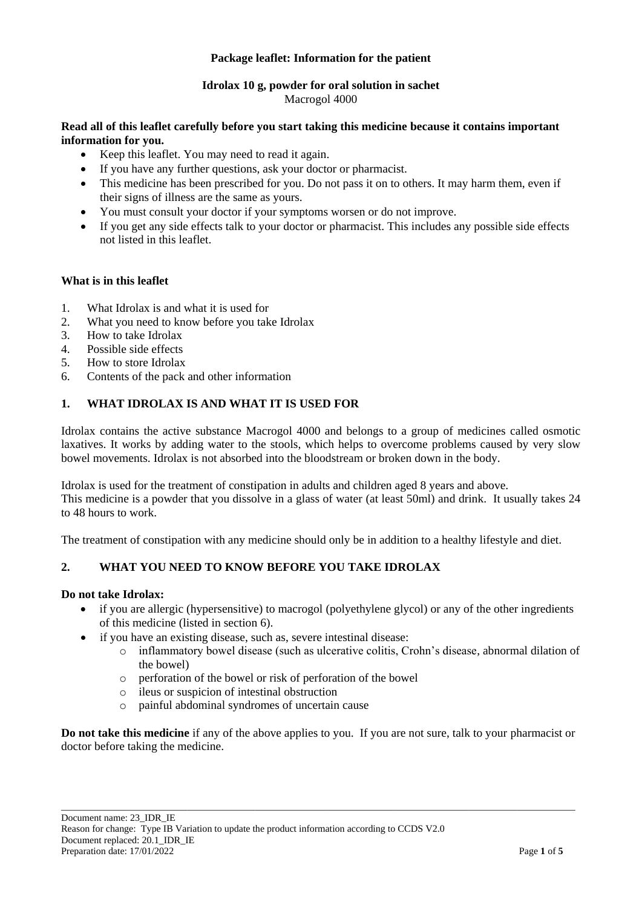**Package leaflet: Information for the patient**

**Idrolax 10 g, powder for oral solution in sachet**
Macrogol 4000

**Read all of this leaflet carefully before you start taking this medicine because it contains important information for you.**

- Keep this leaflet. You may need to read it again.
- If you have any further questions, ask your doctor or pharmacist.
- This medicine has been prescribed for you. Do not pass it on to others. It may harm them, even if their signs of illness are the same as yours.
- You must consult your doctor if your symptoms worsen or do not improve.
- If you get any side effects talk to your doctor or pharmacist. This includes any possible side effects not listed in this leaflet.

**What is in this leaflet**

1. What Idrolax is and what it is used for
2. What you need to know before you take Idrolax
3. How to take Idrolax
4. Possible side effects
5. How to store Idrolax
6. Contents of the pack and other information

## 1. WHAT IDROLAX IS AND WHAT IT IS USED FOR

Idrolax contains the active substance Macrogol 4000 and belongs to a group of medicines called osmotic laxatives. It works by adding water to the stools, which helps to overcome problems caused by very slow bowel movements. Idrolax is not absorbed into the bloodstream or broken down in the body.

Idrolax is used for the treatment of constipation in adults and children aged 8 years and above.
This medicine is a powder that you dissolve in a glass of water (at least 50ml) and drink. It usually takes 24 to 48 hours to work.

The treatment of constipation with any medicine should only be in addition to a healthy lifestyle and diet.

## 2. WHAT YOU NEED TO KNOW BEFORE YOU TAKE IDROLAX

**Do not take Idrolax:**

- if you are allergic (hypersensitive) to macrogol (polyethylene glycol) or any of the other ingredients of this medicine (listed in section 6).
- if you have an existing disease, such as, severe intestinal disease:
  - inflammatory bowel disease (such as ulcerative colitis, Crohn's disease, abnormal dilation of the bowel)
  - perforation of the bowel or risk of perforation of the bowel
  - ileus or suspicion of intestinal obstruction
  - painful abdominal syndromes of uncertain cause

**Do not take this medicine** if any of the above applies to you. If you are not sure, talk to your pharmacist or doctor before taking the medicine.

Document name: 23_IDR_IE
Reason for change: Type IB Variation to update the product information according to CCDS V2.0
Document replaced: 20.1_IDR_IE
Preparation date: 17/01/2022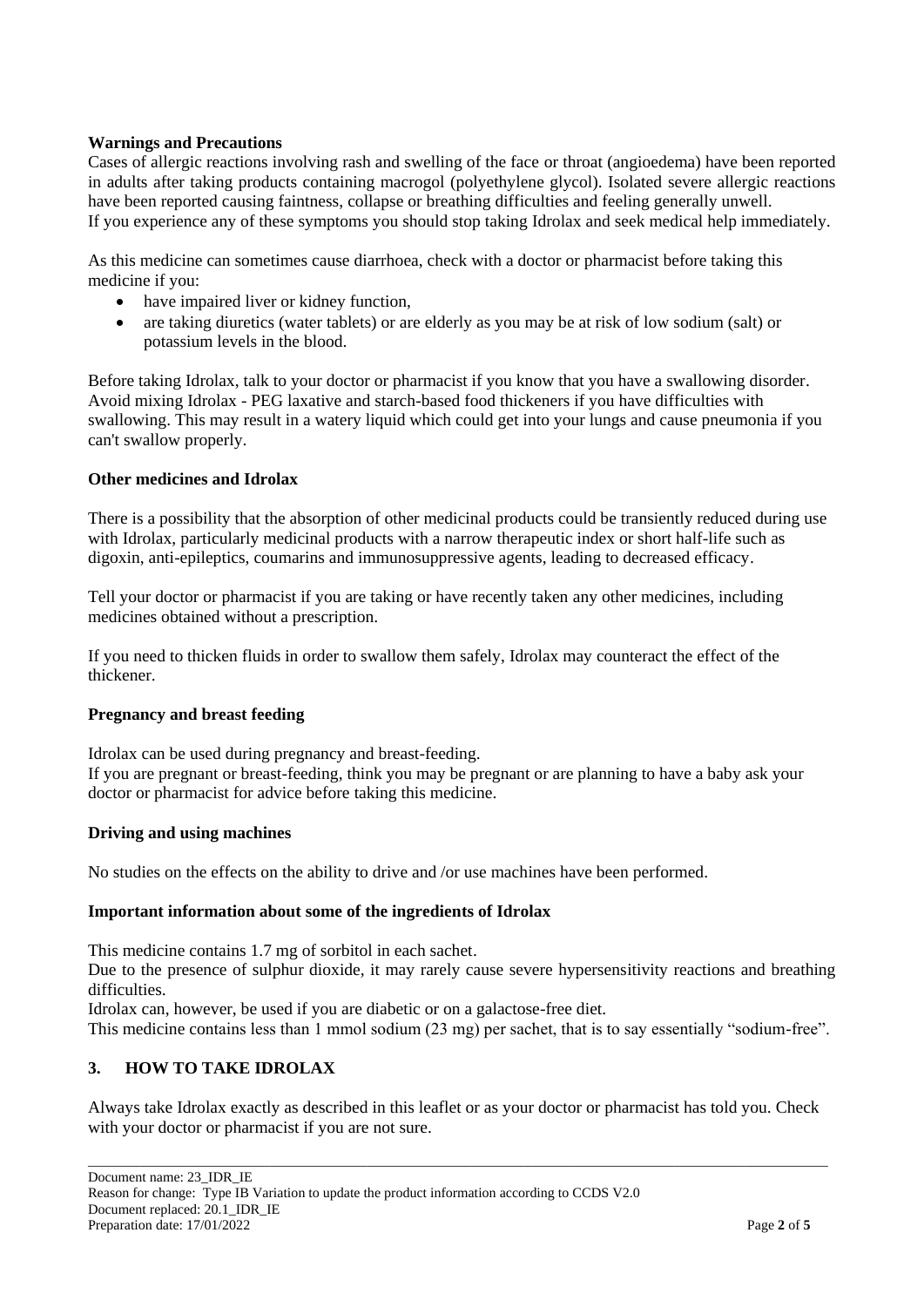**Warnings and Precautions**

Cases of allergic reactions involving rash and swelling of the face or throat (angioedema) have been reported in adults after taking products containing macrogol (polyethylene glycol). Isolated severe allergic reactions have been reported causing faintness, collapse or breathing difficulties and feeling generally unwell.
If you experience any of these symptoms you should stop taking Idrolax and seek medical help immediately.

As this medicine can sometimes cause diarrhoea, check with a doctor or pharmacist before taking this medicine if you:

- have impaired liver or kidney function,
- are taking diuretics (water tablets) or are elderly as you may be at risk of low sodium (salt) or potassium levels in the blood.

Before taking Idrolax, talk to your doctor or pharmacist if you know that you have a swallowing disorder. Avoid mixing Idrolax - PEG laxative and starch-based food thickeners if you have difficulties with swallowing. This may result in a watery liquid which could get into your lungs and cause pneumonia if you can't swallow properly.

**Other medicines and Idrolax**

There is a possibility that the absorption of other medicinal products could be transiently reduced during use with Idrolax, particularly medicinal products with a narrow therapeutic index or short half-life such as digoxin, anti-epileptics, coumarins and immunosuppressive agents, leading to decreased efficacy.

Tell your doctor or pharmacist if you are taking or have recently taken any other medicines, including medicines obtained without a prescription.

If you need to thicken fluids in order to swallow them safely, Idrolax may counteract the effect of the thickener.

**Pregnancy and breast feeding**

Idrolax can be used during pregnancy and breast-feeding.
If you are pregnant or breast-feeding, think you may be pregnant or are planning to have a baby ask your doctor or pharmacist for advice before taking this medicine.

**Driving and using machines**

No studies on the effects on the ability to drive and /or use machines have been performed.

**Important information about some of the ingredients of Idrolax**

This medicine contains 1.7 mg of sorbitol in each sachet.
Due to the presence of sulphur dioxide, it may rarely cause severe hypersensitivity reactions and breathing difficulties.
Idrolax can, however, be used if you are diabetic or on a galactose-free diet.
This medicine contains less than 1 mmol sodium (23 mg) per sachet, that is to say essentially "sodium-free".

## 3. HOW TO TAKE IDROLAX

Always take Idrolax exactly as described in this leaflet or as your doctor or pharmacist has told you. Check with your doctor or pharmacist if you are not sure.

Document name: 23_IDR_IE
Reason for change: Type IB Variation to update the product information according to CCDS V2.0
Document replaced: 20.1_IDR_IE
Preparation date: 17/01/2022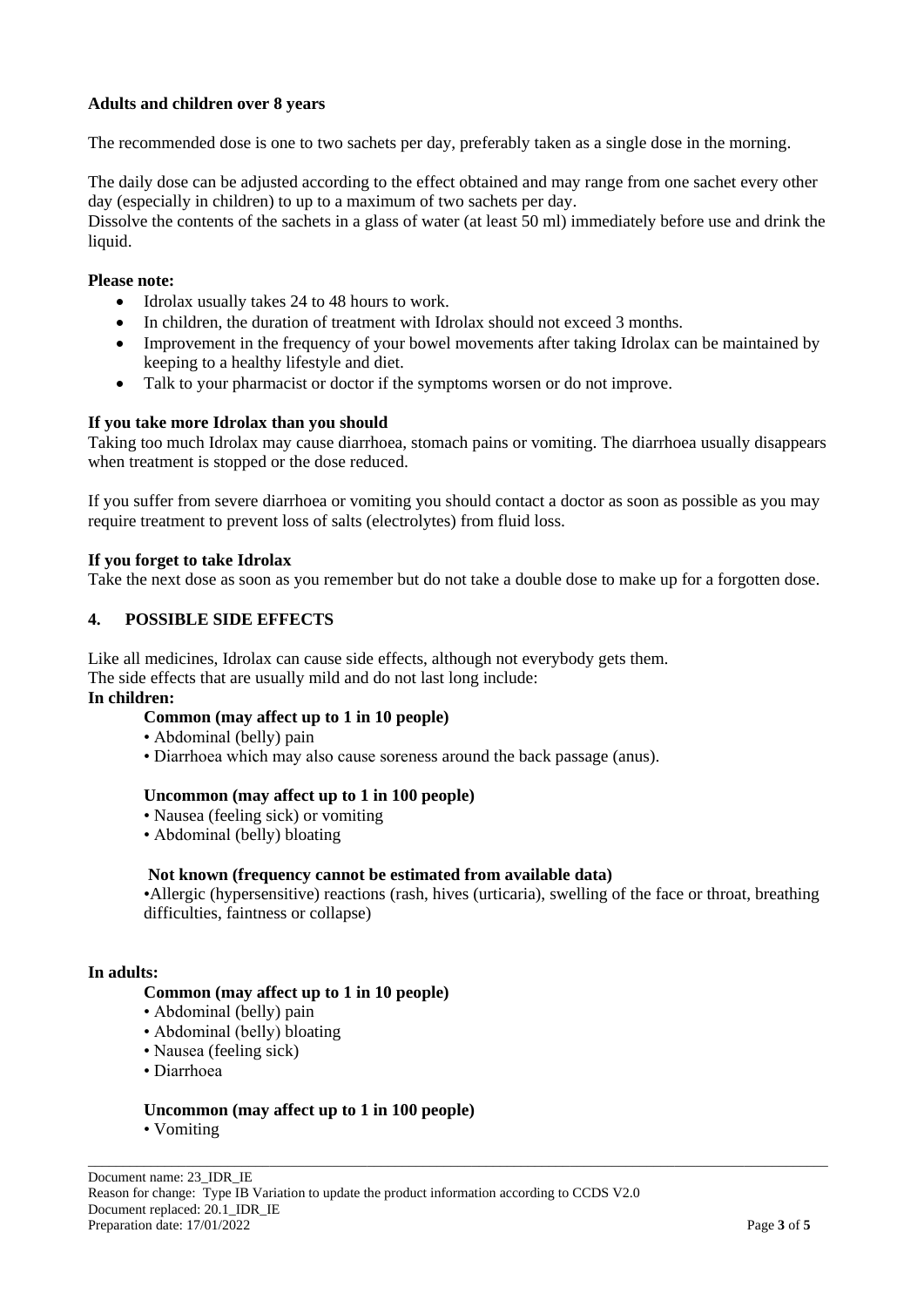**Adults and children over 8 years**

The recommended dose is one to two sachets per day, preferably taken as a single dose in the morning.

The daily dose can be adjusted according to the effect obtained and may range from one sachet every other day (especially in children) to up to a maximum of two sachets per day.
Dissolve the contents of the sachets in a glass of water (at least 50 ml) immediately before use and drink the liquid.

**Please note:**

- Idrolax usually takes 24 to 48 hours to work.
- In children, the duration of treatment with Idrolax should not exceed 3 months.
- Improvement in the frequency of your bowel movements after taking Idrolax can be maintained by keeping to a healthy lifestyle and diet.
- Talk to your pharmacist or doctor if the symptoms worsen or do not improve.

**If you take more Idrolax than you should**
Taking too much Idrolax may cause diarrhoea, stomach pains or vomiting. The diarrhoea usually disappears when treatment is stopped or the dose reduced.

If you suffer from severe diarrhoea or vomiting you should contact a doctor as soon as possible as you may require treatment to prevent loss of salts (electrolytes) from fluid loss.

**If you forget to take Idrolax**
Take the next dose as soon as you remember but do not take a double dose to make up for a forgotten dose.

## 4. POSSIBLE SIDE EFFECTS

Like all medicines, Idrolax can cause side effects, although not everybody gets them.
The side effects that are usually mild and do not last long include:

**In children:**

**Common (may affect up to 1 in 10 people)**

- Abdominal (belly) pain
- Diarrhoea which may also cause soreness around the back passage (anus).

**Uncommon (may affect up to 1 in 100 people)**

- Nausea (feeling sick) or vomiting
- Abdominal (belly) bloating

**Not known (frequency cannot be estimated from available data)**

- Allergic (hypersensitive) reactions (rash, hives (urticaria), swelling of the face or throat, breathing difficulties, faintness or collapse)

**In adults:**

**Common (may affect up to 1 in 10 people)**

- Abdominal (belly) pain
- Abdominal (belly) bloating
- Nausea (feeling sick)
- Diarrhoea

**Uncommon (may affect up to 1 in 100 people)**

- Vomiting

Document name: 23_IDR_IE
Reason for change: Type IB Variation to update the product information according to CCDS V2.0
Document replaced: 20.1_IDR_IE
Preparation date: 17/01/2022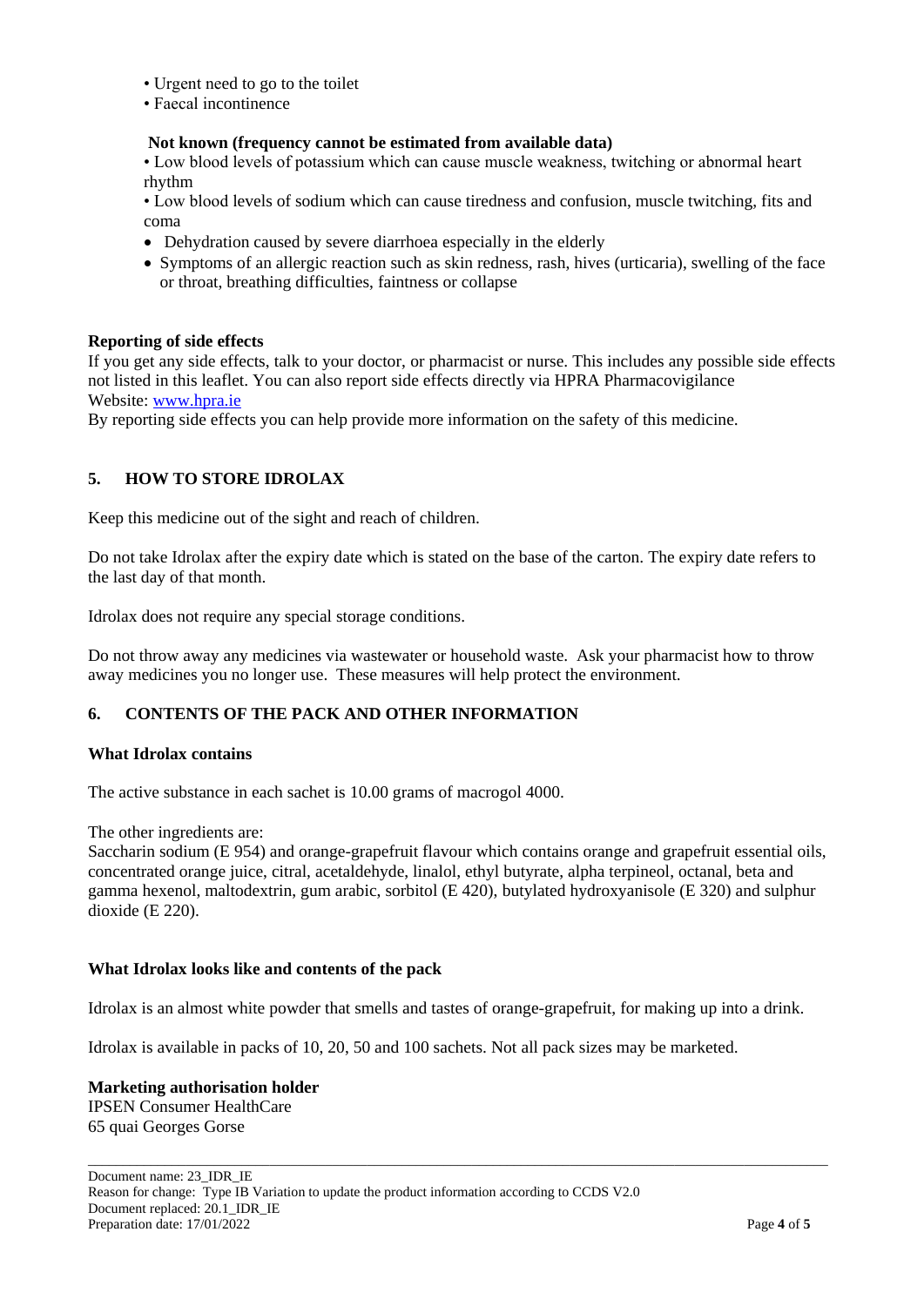- Urgent need to go to the toilet
- Faecal incontinence

**Not known (frequency cannot be estimated from available data)**

- Low blood levels of potassium which can cause muscle weakness, twitching or abnormal heart rhythm
- Low blood levels of sodium which can cause tiredness and confusion, muscle twitching, fits and coma
- Dehydration caused by severe diarrhoea especially in the elderly
- Symptoms of an allergic reaction such as skin redness, rash, hives (urticaria), swelling of the face or throat, breathing difficulties, faintness or collapse

**Reporting of side effects**

If you get any side effects, talk to your doctor, or pharmacist or nurse. This includes any possible side effects not listed in this leaflet. You can also report side effects directly via HPRA Pharmacovigilance
Website: www.hpra.ie
By reporting side effects you can help provide more information on the safety of this medicine.

## 5. HOW TO STORE IDROLAX

Keep this medicine out of the sight and reach of children.

Do not take Idrolax after the expiry date which is stated on the base of the carton. The expiry date refers to the last day of that month.

Idrolax does not require any special storage conditions.

Do not throw away any medicines via wastewater or household waste. Ask your pharmacist how to throw away medicines you no longer use. These measures will help protect the environment.

## 6. CONTENTS OF THE PACK AND OTHER INFORMATION

**What Idrolax contains**

The active substance in each sachet is 10.00 grams of macrogol 4000.

The other ingredients are:
Saccharin sodium (E 954) and orange-grapefruit flavour which contains orange and grapefruit essential oils, concentrated orange juice, citral, acetaldehyde, linalol, ethyl butyrate, alpha terpineol, octanal, beta and gamma hexenol, maltodextrin, gum arabic, sorbitol (E 420), butylated hydroxyanisole (E 320) and sulphur dioxide (E 220).

**What Idrolax looks like and contents of the pack**

Idrolax is an almost white powder that smells and tastes of orange-grapefruit, for making up into a drink.

Idrolax is available in packs of 10, 20, 50 and 100 sachets. Not all pack sizes may be marketed.

**Marketing authorisation holder**
IPSEN Consumer HealthCare
65 quai Georges Gorse

Document name: 23_IDR_IE
Reason for change: Type IB Variation to update the product information according to CCDS V2.0
Document replaced: 20.1_IDR_IE
Preparation date: 17/01/2022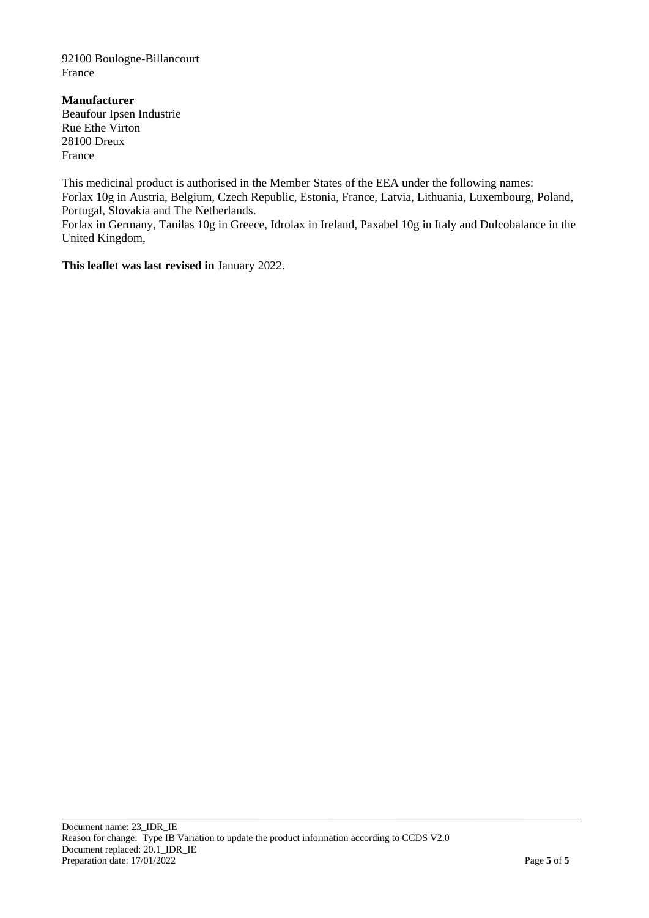92100 Boulogne-Billancourt
France

**Manufacturer**
Beaufour Ipsen Industrie
Rue Ethe Virton
28100 Dreux
France

This medicinal product is authorised in the Member States of the EEA under the following names:
Forlax 10g in Austria, Belgium, Czech Republic, Estonia, France, Latvia, Lithuania, Luxembourg, Poland, Portugal, Slovakia and The Netherlands.
Forlax in Germany, Tanilas 10g in Greece, Idrolax in Ireland, Paxabel 10g in Italy and Dulcobalance in the United Kingdom,

**This leaflet was last revised in** January 2022.

Document name: 23_IDR_IE
Reason for change: Type IB Variation to update the product information according to CCDS V2.0
Document replaced: 20.1_IDR_IE
Preparation date: 17/01/2022